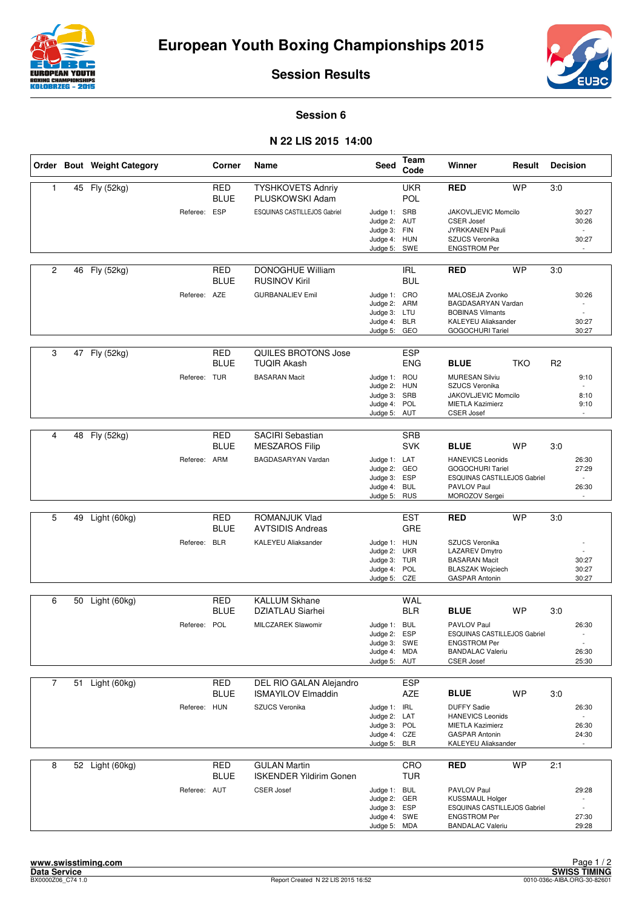# European Youth Boxing Championships 2015

## Session Results

### Session 6

### N 22 LIS 2015 14:00

| Order | Bout | Weight Category | Corner | Name | Seed | Team Code | Winner | Result | Decision |
|---|---|---|---|---|---|---|---|---|---|
| 1 | 45 | Fly (52kg) | RED | TYSHKOVETS Adnriy | | UKR | RED | WP | 3:0 |
| | | | BLUE | PLUSKOWSKI Adam | | POL | | | |
| | | Referee: ESP | | ESQUINAS CASTILLEJOS Gabriel | Judge 1: | SRB | JAKOVLJEVIC Momcilo | | 30:27 |
| | | | | | Judge 2: | AUT | CSER Josef | | 30:26 |
| | | | | | Judge 3: | FIN | JYRKKANEN Pauli | | - |
| | | | | | Judge 4: | HUN | SZUCS Veronika | | 30:27 |
| | | | | | Judge 5: | SWE | ENGSTROM Per | | - |
| 2 | 46 | Fly (52kg) | RED | DONOGHUE William | | IRL | RED | WP | 3:0 |
| | | | BLUE | RUSINOV Kiril | | BUL | | | |
| | | Referee: AZE | | GURBANALIEV Emil | Judge 1: | CRO | MALOSEJA Zvonko | | 30:26 |
| | | | | | Judge 2: | ARM | BAGDASARYAN Vardan | | - |
| | | | | | Judge 3: | LTU | BOBINAS Vilmants | | - |
| | | | | | Judge 4: | BLR | KALEYEU Aliaksander | | 30:27 |
| | | | | | Judge 5: | GEO | GOGOCHURI Tariel | | 30:27 |
| 3 | 47 | Fly (52kg) | RED | QUILES BROTONS Jose | | ESP | | | |
| | | | BLUE | TUQIR Akash | | ENG | BLUE | TKO | R2 |
| | | Referee: TUR | | BASARAN Macit | Judge 1: | ROU | MURESAN Silviu | | 9:10 |
| | | | | | Judge 2: | HUN | SZUCS Veronika | | - |
| | | | | | Judge 3: | SRB | JAKOVLJEVIC Momcilo | | 8:10 |
| | | | | | Judge 4: | POL | MIETLA Kazimierz | | 9:10 |
| | | | | | Judge 5: | AUT | CSER Josef | | - |
| 4 | 48 | Fly (52kg) | RED | SACIRI Sebastian | | SRB | | | |
| | | | BLUE | MESZAROS Filip | | SVK | BLUE | WP | 3:0 |
| | | Referee: ARM | | BAGDASARYAN Vardan | Judge 1: | LAT | HANEVICS Leonids | | 26:30 |
| | | | | | Judge 2: | GEO | GOGOCHURI Tariel | | 27:29 |
| | | | | | Judge 3: | ESP | ESQUINAS CASTILLEJOS Gabriel | | - |
| | | | | | Judge 4: | BUL | PAVLOV Paul | | 26:30 |
| | | | | | Judge 5: | RUS | MOROZOV Sergei | | - |
| 5 | 49 | Light (60kg) | RED | ROMANJUK Vlad | | EST | RED | WP | 3:0 |
| | | | BLUE | AVTSIDIS Andreas | | GRE | | | |
| | | Referee: BLR | | KALEYEU Aliaksander | Judge 1: | HUN | SZUCS Veronika | | - |
| | | | | | Judge 2: | UKR | LAZAREV Dmytro | | - |
| | | | | | Judge 3: | TUR | BASARAN Macit | | 30:27 |
| | | | | | Judge 4: | POL | BLASZAK Wojciech | | 30:27 |
| | | | | | Judge 5: | CZE | GASPAR Antonin | | 30:27 |
| 6 | 50 | Light (60kg) | RED | KALLUM Skhane | | WAL | | | |
| | | | BLUE | DZIATLAU Siarhei | | BLR | BLUE | WP | 3:0 |
| | | Referee: POL | | MILCZAREK Slawomir | Judge 1: | BUL | PAVLOV Paul | | 26:30 |
| | | | | | Judge 2: | ESP | ESQUINAS CASTILLEJOS Gabriel | | - |
| | | | | | Judge 3: | SWE | ENGSTROM Per | | - |
| | | | | | Judge 4: | MDA | BANDALAC Valeriu | | 26:30 |
| | | | | | Judge 5: | AUT | CSER Josef | | 25:30 |
| 7 | 51 | Light (60kg) | RED | DEL RIO GALAN Alejandro | | ESP | | | |
| | | | BLUE | ISMAYILOV Elmaddin | | AZE | BLUE | WP | 3:0 |
| | | Referee: HUN | | SZUCS Veronika | Judge 1: | IRL | DUFFY Sadie | | 26:30 |
| | | | | | Judge 2: | LAT | HANEVICS Leonids | | - |
| | | | | | Judge 3: | POL | MIETLA Kazimierz | | 26:30 |
| | | | | | Judge 4: | CZE | GASPAR Antonin | | 24:30 |
| | | | | | Judge 5: | BLR | KALEYEU Aliaksander | | - |
| 8 | 52 | Light (60kg) | RED | GULAN Martin | | CRO | RED | WP | 2:1 |
| | | | BLUE | ISKENDER Yildirim Gonen | | TUR | | | |
| | | Referee: AUT | | CSER Josef | Judge 1: | BUL | PAVLOV Paul | | 29:28 |
| | | | | | Judge 2: | GER | KUSSMAUL Holger | | - |
| | | | | | Judge 3: | ESP | ESQUINAS CASTILLEJOS Gabriel | | - |
| | | | | | Judge 4: | SWE | ENGSTROM Per | | 27:30 |
| | | | | | Judge 5: | MDA | BANDALAC Valeriu | | 29:28 |

www.swisstiming.com
Data Service
BX0000Z06_C74 1.0
Report Created N 22 LIS 2015 16:52
SWISS TIMING
0010-036c-AIBA.ORG-30-82601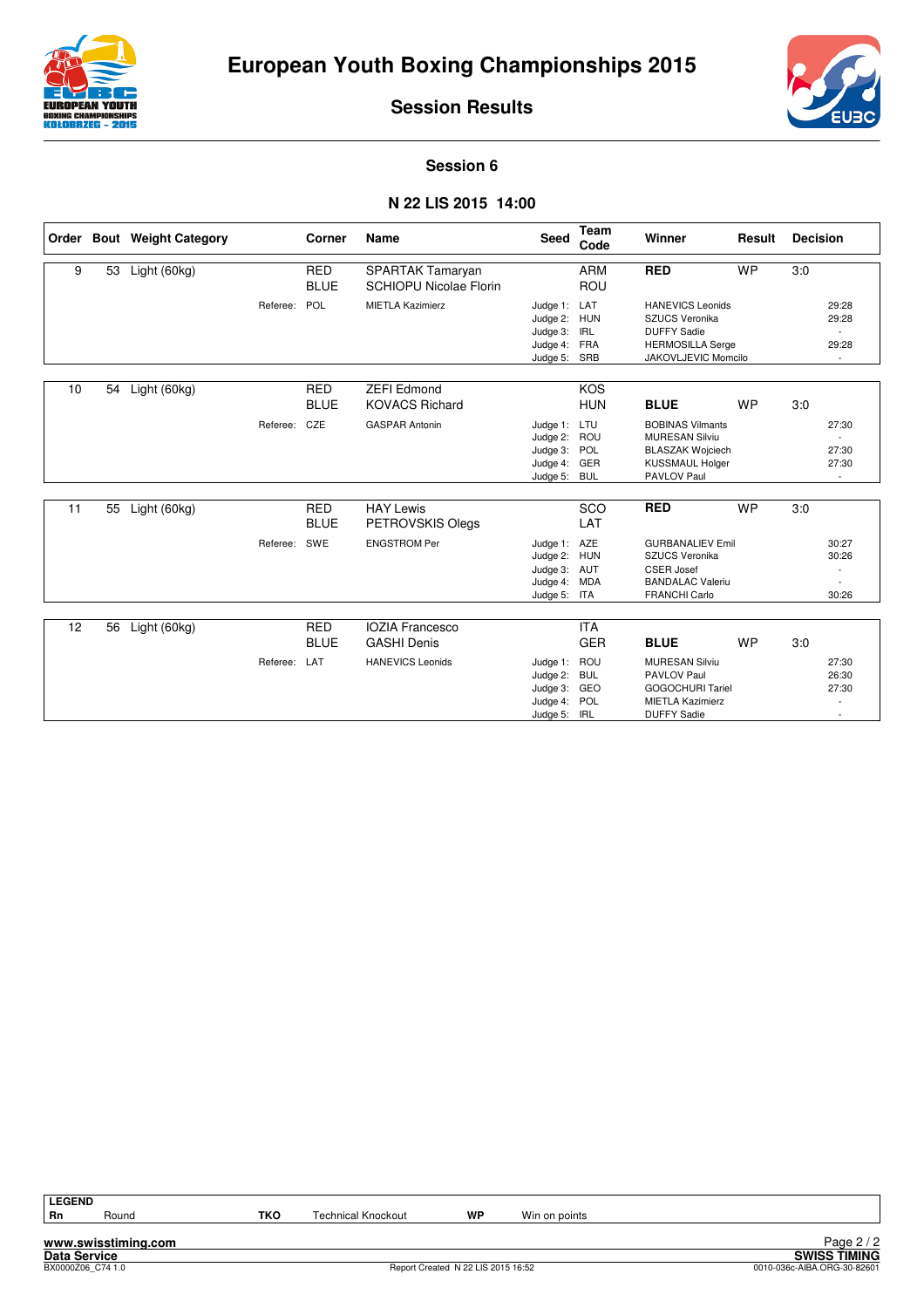# European Youth Boxing Championships 2015

## Session Results

### Session 6

### N 22 LIS 2015 14:00

| Order | Bout | Weight Category | Corner | Name | Seed | Team Code | Winner | Result | Decision |
|---|---|---|---|---|---|---|---|---|---|
| 9 | 53 | Light (60kg) | RED | SPARTAK Tamaryan | | ARM | **RED** | WP | 3:0 |
| | | | BLUE | SCHIOPU Nicolae Florin | | ROU | | | |
| | | Referee: POL | | MIETLA Kazimierz | Judge 1: | LAT | HANEVICS Leonids | | 29:28 |
| | | | | | Judge 2: | HUN | SZUCS Veronika | | 29:28 |
| | | | | | Judge 3: | IRL | DUFFY Sadie | | - |
| | | | | | Judge 4: | FRA | HERMOSILLA Serge | | 29:28 |
| | | | | | Judge 5: | SRB | JAKOVLJEVIC Momcilo | | - |
| 10 | 54 | Light (60kg) | RED | ZEFI Edmond | | KOS | | | |
| | | | BLUE | KOVACS Richard | | HUN | **BLUE** | WP | 3:0 |
| | | Referee: CZE | | GASPAR Antonin | Judge 1: | LTU | BOBINAS Vilmants | | 27:30 |
| | | | | | Judge 2: | ROU | MURESAN Silviu | | - |
| | | | | | Judge 3: | POL | BLASZAK Wojciech | | 27:30 |
| | | | | | Judge 4: | GER | KUSSMAUL Holger | | 27:30 |
| | | | | | Judge 5: | BUL | PAVLOV Paul | | - |
| 11 | 55 | Light (60kg) | RED | HAY Lewis | | SCO | **RED** | WP | 3:0 |
| | | | BLUE | PETROVSKIS Olegs | | LAT | | | |
| | | Referee: SWE | | ENGSTROM Per | Judge 1: | AZE | GURBANALIEV Emil | | 30:27 |
| | | | | | Judge 2: | HUN | SZUCS Veronika | | 30:26 |
| | | | | | Judge 3: | AUT | CSER Josef | | - |
| | | | | | Judge 4: | MDA | BANDALAC Valeriu | | - |
| | | | | | Judge 5: | ITA | FRANCHI Carlo | | 30:26 |
| 12 | 56 | Light (60kg) | RED | IOZIA Francesco | | ITA | | | |
| | | | BLUE | GASHI Denis | | GER | **BLUE** | WP | 3:0 |
| | | Referee: LAT | | HANEVICS Leonids | Judge 1: | ROU | MURESAN Silviu | | 27:30 |
| | | | | | Judge 2: | BUL | PAVLOV Paul | | 26:30 |
| | | | | | Judge 3: | GEO | GOGOCHURI Tariel | | 27:30 |
| | | | | | Judge 4: | POL | MIETLA Kazimierz | | - |
| | | | | | Judge 5: | IRL | DUFFY Sadie | | - |

**LEGEND**

| | | | | | |
|---|---|---|---|---|---|
| **Rn** | Round | **TKO** | Technical Knockout | **WP** | Win on points |

www.swisstiming.com
Data Service
BX0000Z06_C74 1.0
Report Created N 22 LIS 2015 16:52
SWISS TIMING
0010-036c-AIBA.ORG-30-82601